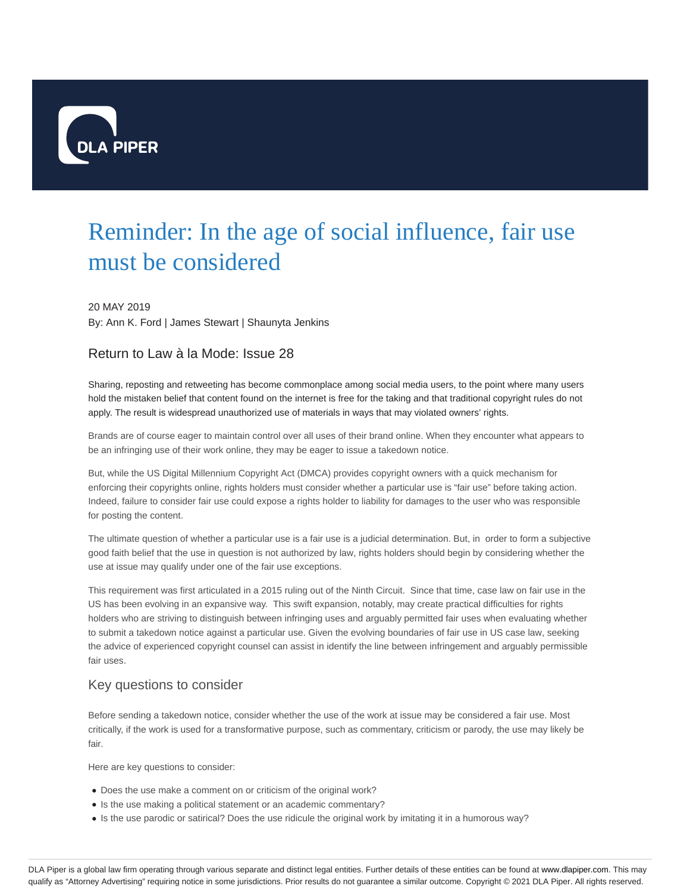# Reminder: In the age of social influence, fair use must be considered

20 MAY 2019

By: Ann K. Ford | James Stewart | Shaunyta Jenkins

## Return to Law à la Mode: Issue 28

Sharing, reposting and retweeting has become commonplace among social media users, to the point where many users hold the mistaken belief that content found on the internet is free for the taking and that traditional copyright rules do not apply. The result is widespread unauthorized use of materials in ways that may violated owners' rights.

Brands are of course eager to maintain control over all uses of their brand online. When they encounter what appears to be an infringing use of their work online, they may be eager to issue a takedown notice.

But, while the US Digital Millennium Copyright Act (DMCA) provides copyright owners with a quick mechanism for enforcing their copyrights online, rights holders must consider whether a particular use is "fair use" before taking action. Indeed, failure to consider fair use could expose a rights holder to liability for damages to the user who was responsible for posting the content.

The ultimate question of whether a particular use is a fair use is a judicial determination. But, in order to form a subjective good faith belief that the use in question is not authorized by law, rights holders should begin by considering whether the use at issue may qualify under one of the fair use exceptions.

This requirement was first articulated in a 2015 ruling out of the Ninth Circuit. Since that time, case law on fair use in the US has been evolving in an expansive way. This swift expansion, notably, may create practical difficulties for rights holders who are striving to distinguish between infringing uses and arguably permitted fair uses when evaluating whether to submit a takedown notice against a particular use. Given the evolving boundaries of fair use in US case law, seeking the advice of experienced copyright counsel can assist in identify the line between infringement and arguably permissible fair uses.

## Key questions to consider

Before sending a takedown notice, consider whether the use of the work at issue may be considered a fair use. Most critically, if the work is used for a transformative purpose, such as commentary, criticism or parody, the use may likely be fair.

Here are key questions to consider:

- Does the use make a comment on or criticism of the original work?
- Is the use making a political statement or an academic commentary?
- Is the use parodic or satirical? Does the use ridicule the original work by imitating it in a humorous way?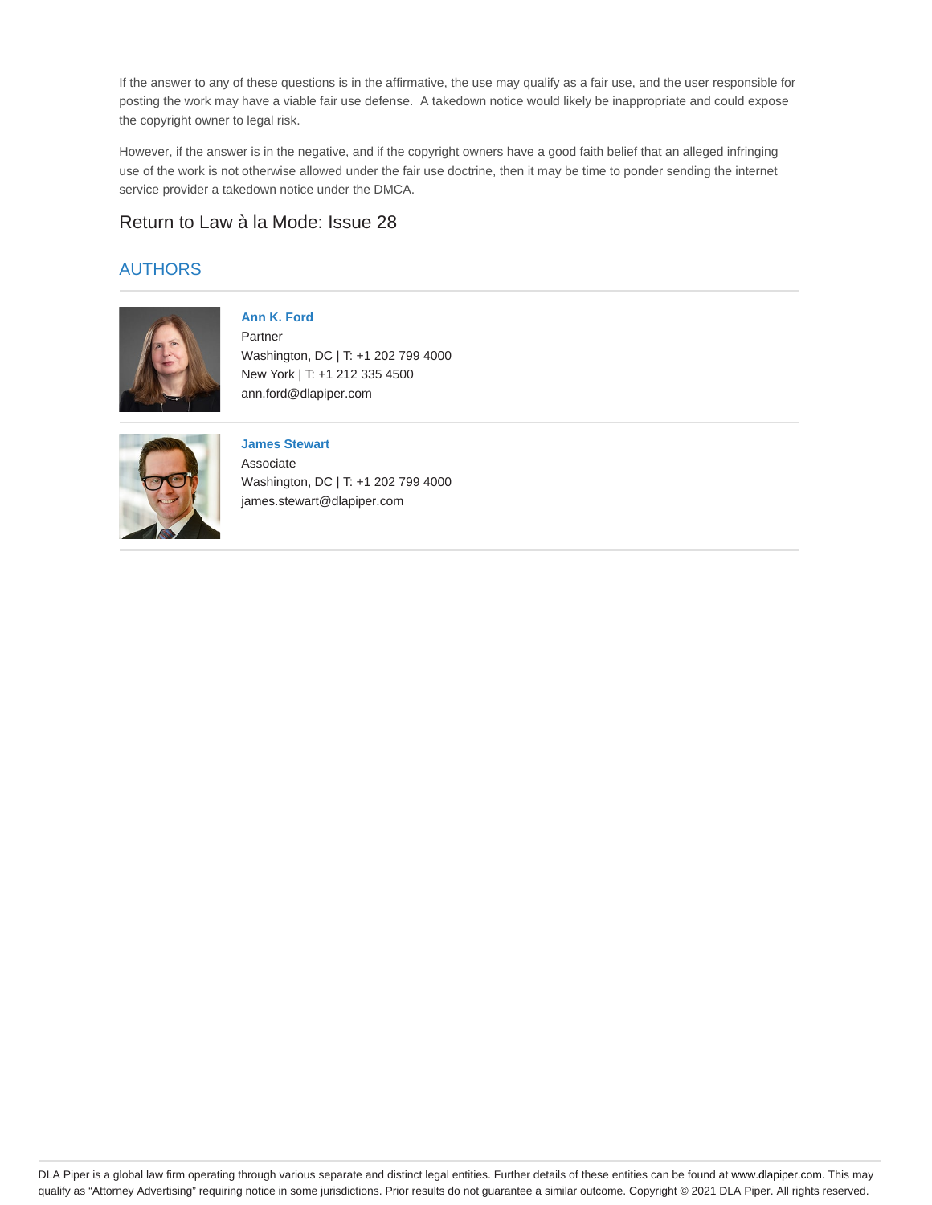If the answer to any of these questions is in the affirmative, the use may qualify as a fair use, and the user responsible for posting the work may have a viable fair use defense. A takedown notice would likely be inappropriate and could expose the copyright owner to legal risk.

However, if the answer is in the negative, and if the copyright owners have a good faith belief that an alleged infringing use of the work is not otherwise allowed under the fair use doctrine, then it may be time to ponder sending the internet service provider a takedown notice under the DMCA.

## Return to Law à la Mode: Issue 28

## AUTHORS

**Ann K. Ford**
Partner
Washington, DC | T: +1 202 799 4000
New York | T: +1 212 335 4500
ann.ford@dlapiper.com

**James Stewart**
Associate
Washington, DC | T: +1 202 799 4000
james.stewart@dlapiper.com

DLA Piper is a global law firm operating through various separate and distinct legal entities. Further details of these entities can be found at www.dlapiper.com. This may qualify as "Attorney Advertising" requiring notice in some jurisdictions. Prior results do not guarantee a similar outcome. Copyright © 2021 DLA Piper. All rights reserved.